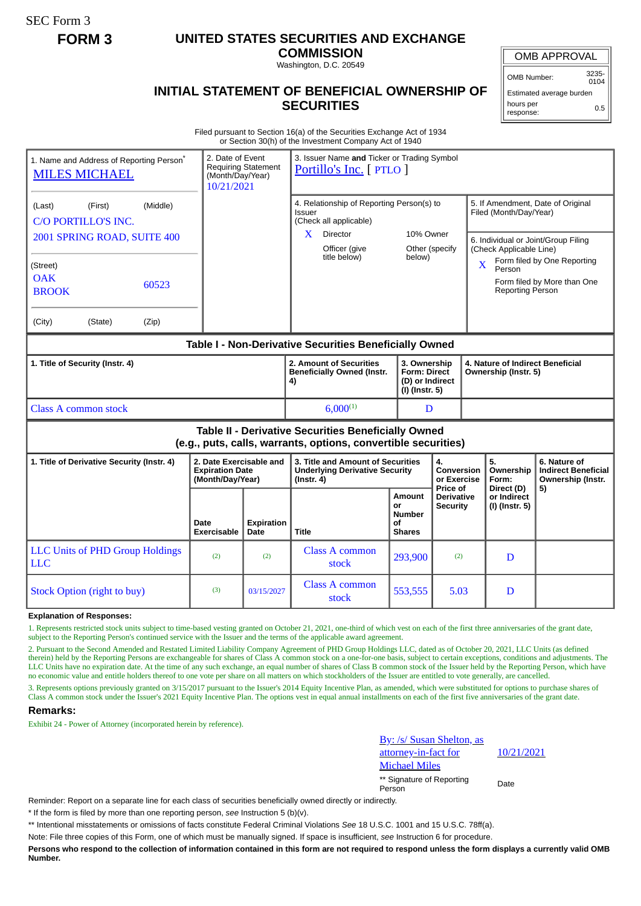SEC Form 3

**FORM 3**

# UNITED STATES SECURITIES AND EXCHANGE COMMISSION

Washington, D.C. 20549

## INITIAL STATEMENT OF BENEFICIAL OWNERSHIP OF SECURITIES

| OMB APPROVAL | |
|---|---|
| OMB Number: | 3235-0104 |
| Estimated average burden | |
| hours per response: | 0.5 |

Filed pursuant to Section 16(a) of the Securities Exchange Act of 1934
or Section 30(h) of the Investment Company Act of 1940

| 1. Name and Address of Reporting Person* | 2. Date of Event Requiring Statement (Month/Day/Year) | 3. Issuer Name and Ticker or Trading Symbol |
|---|---|---|
| MILES MICHAEL | 10/21/2021 | Portillo's Inc. [ PTLO ] |
| (Last) (First) (Middle)<br>C/O PORTILLO'S INC.<br>2001 SPRING ROAD, SUITE 400 | | 4. Relationship of Reporting Person(s) to Issuer (Check all applicable)<br>X Director<br>10% Owner<br>Officer (give title below)<br>Other (specify below) |
| (Street)<br>OAK BROOK 60523 | | 5. If Amendment, Date of Original Filed (Month/Day/Year) |
| (City) (State) (Zip) | | 6. Individual or Joint/Group Filing (Check Applicable Line)<br>X Form filed by One Reporting Person<br>Form filed by More than One Reporting Person |

### Table I - Non-Derivative Securities Beneficially Owned

| 1. Title of Security (Instr. 4) | 2. Amount of Securities Beneficially Owned (Instr. 4) | 3. Ownership Form: Direct (D) or Indirect (I) (Instr. 5) | 4. Nature of Indirect Beneficial Ownership (Instr. 5) |
|---|---|---|---|
| Class A common stock | 6,000[(1)] | D | |

### Table II - Derivative Securities Beneficially Owned (e.g., puts, calls, warrants, options, convertible securities)

| 1. Title of Derivative Security (Instr. 4) | 2. Date Exercisable and Expiration Date (Month/Day/Year) | | 3. Title and Amount of Securities Underlying Derivative Security (Instr. 4) | | 4. Conversion or Exercise Price of Derivative Security | 5. Ownership Form: Direct (D) or Indirect (I) (Instr. 5) | 6. Nature of Indirect Beneficial Ownership (Instr. 5) |
|---|---|---|---|---|---|---|---|
| | Date Exercisable | Expiration Date | Title | Amount or Number of Shares | | | |
| LLC Units of PHD Group Holdings LLC | (2) | (2) | Class A common stock | 293,900 | (2) | D | |
| Stock Option (right to buy) | (3) | 03/15/2027 | Class A common stock | 553,555 | 5.03 | D | |

**Explanation of Responses:**

1. Represents restricted stock units subject to time-based vesting granted on October 21, 2021, one-third of which vest on each of the first three anniversaries of the grant date, subject to the Reporting Person's continued service with the Issuer and the terms of the applicable award agreement.

2. Pursuant to the Second Amended and Restated Limited Liability Company Agreement of PHD Group Holdings LLC, dated as of October 20, 2021, LLC Units (as defined therein) held by the Reporting Persons are exchangeable for shares of Class A common stock on a one-for-one basis, subject to certain exceptions, conditions and adjustments. The LLC Units have no expiration date. At the time of any such exchange, an equal number of shares of Class B common stock of the Issuer held by the Reporting Person, which have no economic value and entitle holders thereof to one vote per share on all matters on which stockholders of the Issuer are entitled to vote generally, are cancelled.

3. Represents options previously granted on 3/15/2017 pursuant to the Issuer's 2014 Equity Incentive Plan, as amended, which were substituted for options to purchase shares of Class A common stock under the Issuer's 2021 Equity Incentive Plan. The options vest in equal annual installments on each of the first five anniversaries of the grant date.

**Remarks:**

Exhibit 24 - Power of Attorney (incorporated herein by reference).

| By: /s/ Susan Shelton, as attorney-in-fact for Michael Miles | 10/21/2021 |
|---|---|
| ** Signature of Reporting Person | Date |

Reminder: Report on a separate line for each class of securities beneficially owned directly or indirectly.

\* If the form is filed by more than one reporting person, *see* Instruction 5 (b)(v).

\*\* Intentional misstatements or omissions of facts constitute Federal Criminal Violations *See* 18 U.S.C. 1001 and 15 U.S.C. 78ff(a).

Note: File three copies of this Form, one of which must be manually signed. If space is insufficient, *see* Instruction 6 for procedure.

**Persons who respond to the collection of information contained in this form are not required to respond unless the form displays a currently valid OMB Number.**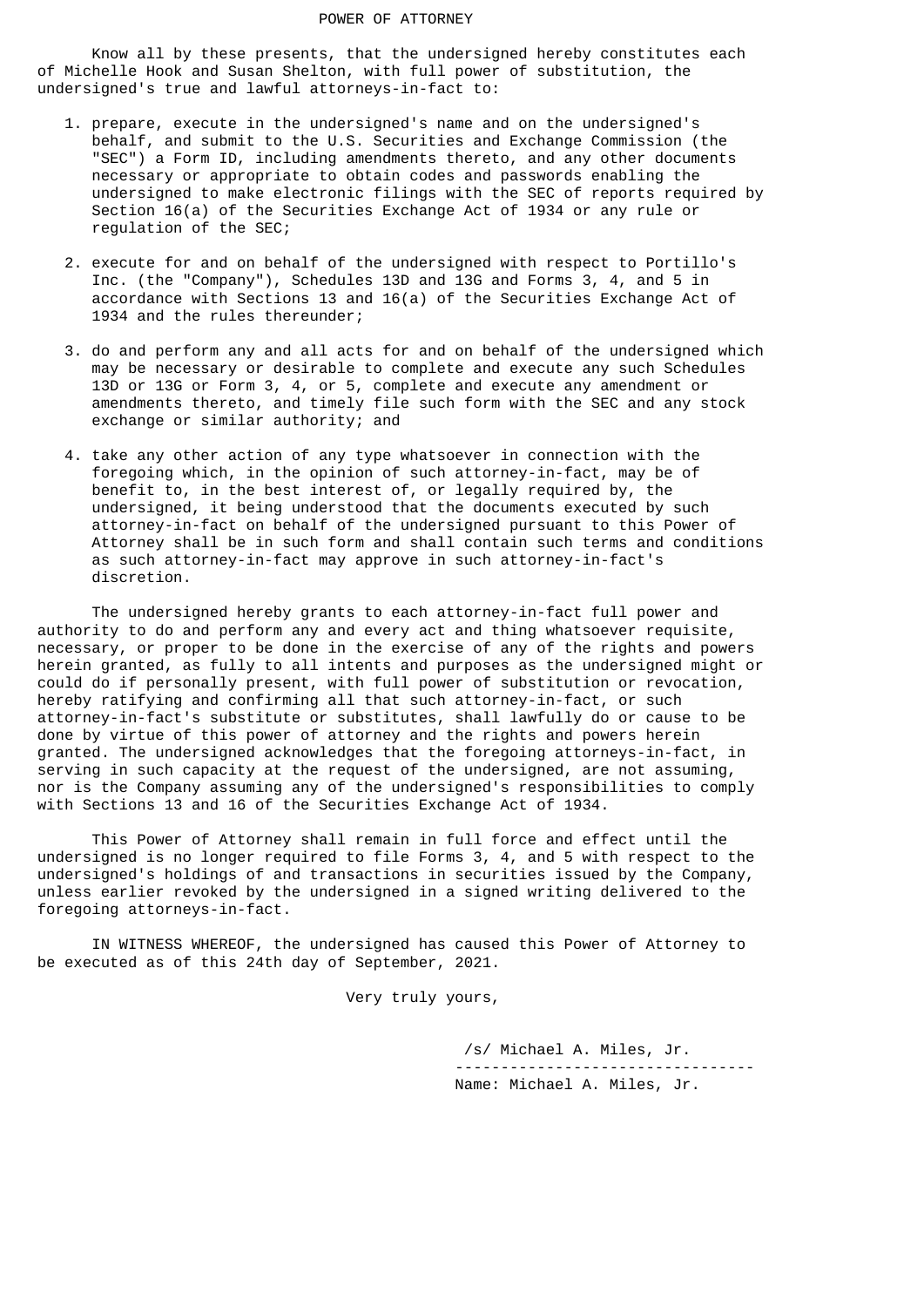# POWER OF ATTORNEY

Know all by these presents, that the undersigned hereby constitutes each of Michelle Hook and Susan Shelton, with full power of substitution, the undersigned's true and lawful attorneys-in-fact to:

1. prepare, execute in the undersigned's name and on the undersigned's behalf, and submit to the U.S. Securities and Exchange Commission (the "SEC") a Form ID, including amendments thereto, and any other documents necessary or appropriate to obtain codes and passwords enabling the undersigned to make electronic filings with the SEC of reports required by Section 16(a) of the Securities Exchange Act of 1934 or any rule or regulation of the SEC;

2. execute for and on behalf of the undersigned with respect to Portillo's Inc. (the "Company"), Schedules 13D and 13G and Forms 3, 4, and 5 in accordance with Sections 13 and 16(a) of the Securities Exchange Act of 1934 and the rules thereunder;

3. do and perform any and all acts for and on behalf of the undersigned which may be necessary or desirable to complete and execute any such Schedules 13D or 13G or Form 3, 4, or 5, complete and execute any amendment or amendments thereto, and timely file such form with the SEC and any stock exchange or similar authority; and

4. take any other action of any type whatsoever in connection with the foregoing which, in the opinion of such attorney-in-fact, may be of benefit to, in the best interest of, or legally required by, the undersigned, it being understood that the documents executed by such attorney-in-fact on behalf of the undersigned pursuant to this Power of Attorney shall be in such form and shall contain such terms and conditions as such attorney-in-fact may approve in such attorney-in-fact's discretion.

The undersigned hereby grants to each attorney-in-fact full power and authority to do and perform any and every act and thing whatsoever requisite, necessary, or proper to be done in the exercise of any of the rights and powers herein granted, as fully to all intents and purposes as the undersigned might or could do if personally present, with full power of substitution or revocation, hereby ratifying and confirming all that such attorney-in-fact, or such attorney-in-fact's substitute or substitutes, shall lawfully do or cause to be done by virtue of this power of attorney and the rights and powers herein granted. The undersigned acknowledges that the foregoing attorneys-in-fact, in serving in such capacity at the request of the undersigned, are not assuming, nor is the Company assuming any of the undersigned's responsibilities to comply with Sections 13 and 16 of the Securities Exchange Act of 1934.

This Power of Attorney shall remain in full force and effect until the undersigned is no longer required to file Forms 3, 4, and 5 with respect to the undersigned's holdings of and transactions in securities issued by the Company, unless earlier revoked by the undersigned in a signed writing delivered to the foregoing attorneys-in-fact.

IN WITNESS WHEREOF, the undersigned has caused this Power of Attorney to be executed as of this 24th day of September, 2021.

Very truly yours,

/s/ Michael A. Miles, Jr.

---------------------------------

Name: Michael A. Miles, Jr.